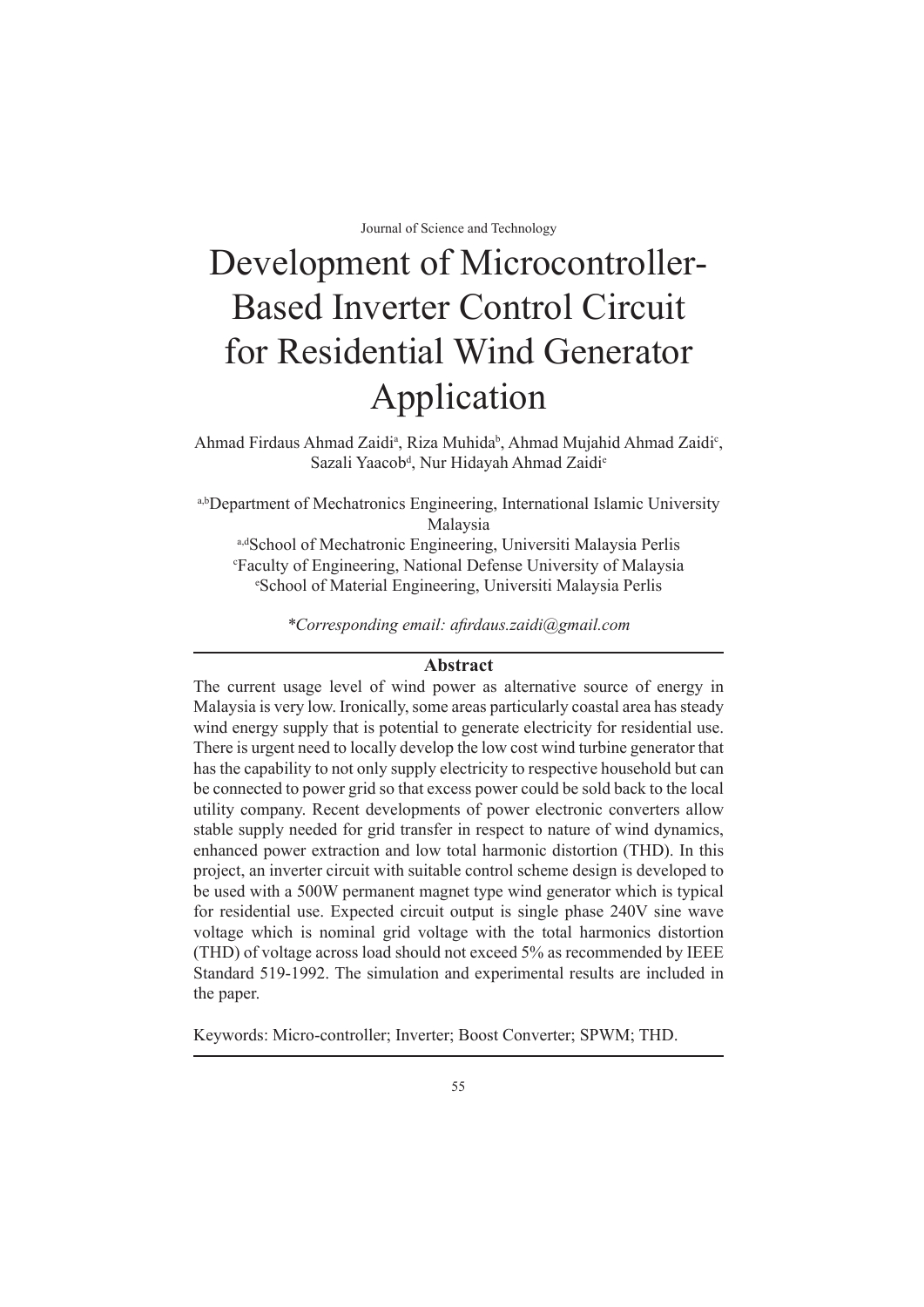Journal of Science and Technology

# Development of Microcontroller-Based Inverter Control Circuit for Residential Wind Generator Application

Ahmad Firdaus Ahmad Zaidi[a], Riza Muhida[b], Ahmad Mujahid Ahmad Zaidi[c], Sazali Yaacob[d], Nur Hidayah Ahmad Zaidi[e]

[a,b]Department of Mechatronics Engineering, International Islamic University Malaysia
[a,d]School of Mechatronic Engineering, Universiti Malaysia Perlis
[c]Faculty of Engineering, National Defense University of Malaysia
[e]School of Material Engineering, Universiti Malaysia Perlis

*\*Corresponding email: afirdaus.zaidi@gmail.com*

## Abstract

The current usage level of wind power as alternative source of energy in Malaysia is very low. Ironically, some areas particularly coastal area has steady wind energy supply that is potential to generate electricity for residential use. There is urgent need to locally develop the low cost wind turbine generator that has the capability to not only supply electricity to respective household but can be connected to power grid so that excess power could be sold back to the local utility company. Recent developments of power electronic converters allow stable supply needed for grid transfer in respect to nature of wind dynamics, enhanced power extraction and low total harmonic distortion (THD). In this project, an inverter circuit with suitable control scheme design is developed to be used with a 500W permanent magnet type wind generator which is typical for residential use. Expected circuit output is single phase 240V sine wave voltage which is nominal grid voltage with the total harmonics distortion (THD) of voltage across load should not exceed 5% as recommended by IEEE Standard 519-1992. The simulation and experimental results are included in the paper.

Keywords: Micro-controller; Inverter; Boost Converter; SPWM; THD.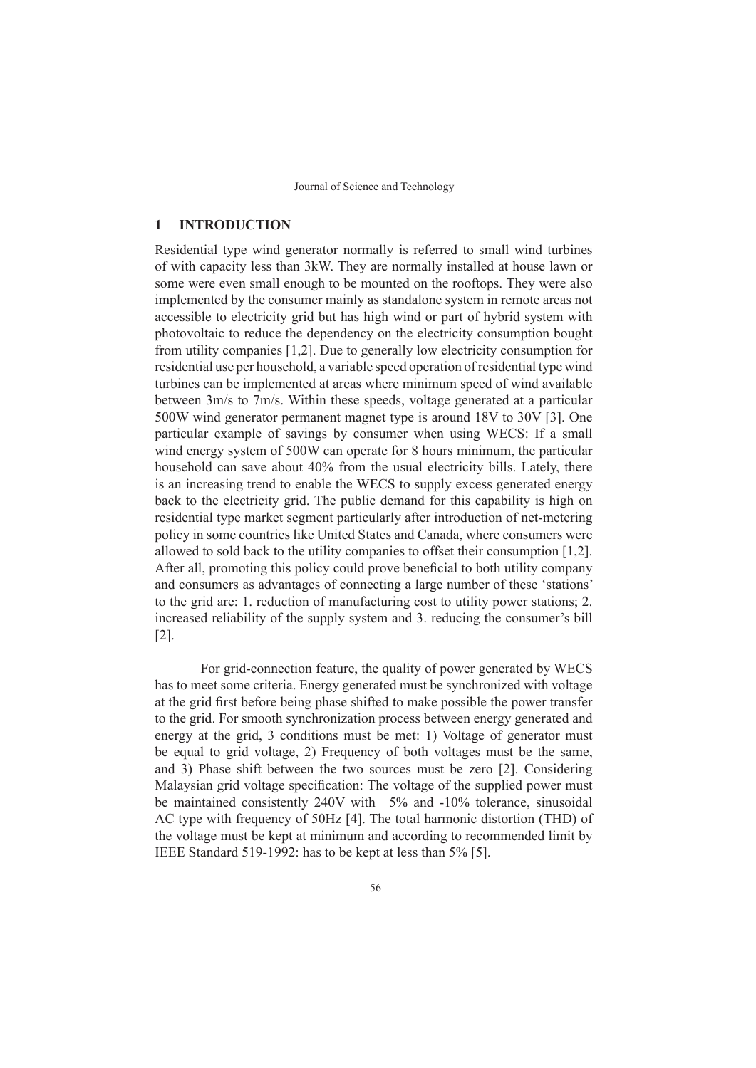## 1 INTRODUCTION

Residential type wind generator normally is referred to small wind turbines of with capacity less than 3kW. They are normally installed at house lawn or some were even small enough to be mounted on the rooftops. They were also implemented by the consumer mainly as standalone system in remote areas not accessible to electricity grid but has high wind or part of hybrid system with photovoltaic to reduce the dependency on the electricity consumption bought from utility companies [1,2]. Due to generally low electricity consumption for residential use per household, a variable speed operation of residential type wind turbines can be implemented at areas where minimum speed of wind available between 3m/s to 7m/s. Within these speeds, voltage generated at a particular 500W wind generator permanent magnet type is around 18V to 30V [3]. One particular example of savings by consumer when using WECS: If a small wind energy system of 500W can operate for 8 hours minimum, the particular household can save about 40% from the usual electricity bills. Lately, there is an increasing trend to enable the WECS to supply excess generated energy back to the electricity grid. The public demand for this capability is high on residential type market segment particularly after introduction of net-metering policy in some countries like United States and Canada, where consumers were allowed to sold back to the utility companies to offset their consumption [1,2]. After all, promoting this policy could prove beneficial to both utility company and consumers as advantages of connecting a large number of these 'stations' to the grid are: 1. reduction of manufacturing cost to utility power stations; 2. increased reliability of the supply system and 3. reducing the consumer's bill [2].

For grid-connection feature, the quality of power generated by WECS has to meet some criteria. Energy generated must be synchronized with voltage at the grid first before being phase shifted to make possible the power transfer to the grid. For smooth synchronization process between energy generated and energy at the grid, 3 conditions must be met: 1) Voltage of generator must be equal to grid voltage, 2) Frequency of both voltages must be the same, and 3) Phase shift between the two sources must be zero [2]. Considering Malaysian grid voltage specification: The voltage of the supplied power must be maintained consistently 240V with +5% and -10% tolerance, sinusoidal AC type with frequency of 50Hz [4]. The total harmonic distortion (THD) of the voltage must be kept at minimum and according to recommended limit by IEEE Standard 519-1992: has to be kept at less than 5% [5].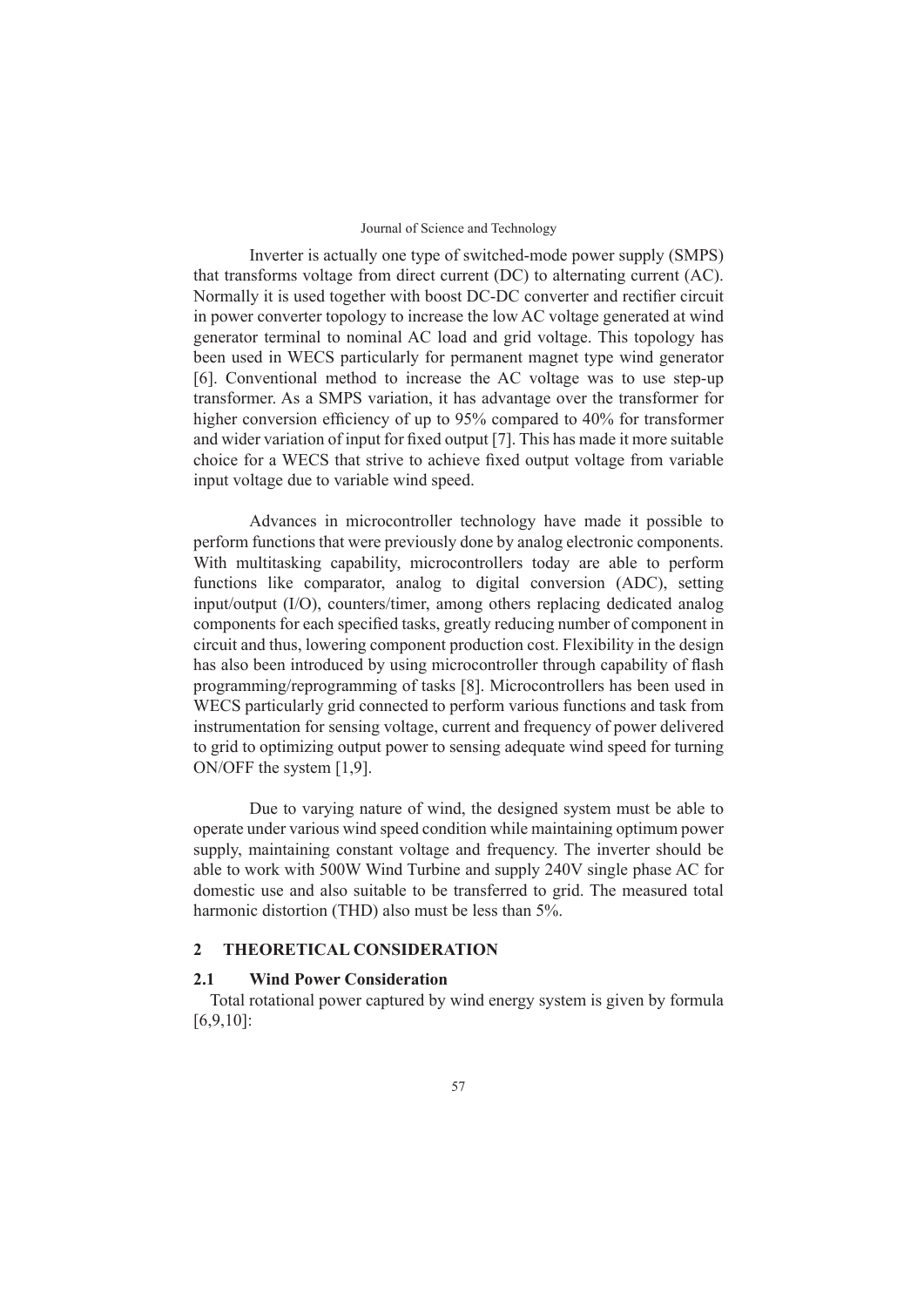Inverter is actually one type of switched-mode power supply (SMPS) that transforms voltage from direct current (DC) to alternating current (AC). Normally it is used together with boost DC-DC converter and rectifier circuit in power converter topology to increase the low AC voltage generated at wind generator terminal to nominal AC load and grid voltage. This topology has been used in WECS particularly for permanent magnet type wind generator [6]. Conventional method to increase the AC voltage was to use step-up transformer. As a SMPS variation, it has advantage over the transformer for higher conversion efficiency of up to 95% compared to 40% for transformer and wider variation of input for fixed output [7]. This has made it more suitable choice for a WECS that strive to achieve fixed output voltage from variable input voltage due to variable wind speed.

Advances in microcontroller technology have made it possible to perform functions that were previously done by analog electronic components. With multitasking capability, microcontrollers today are able to perform functions like comparator, analog to digital conversion (ADC), setting input/output (I/O), counters/timer, among others replacing dedicated analog components for each specified tasks, greatly reducing number of component in circuit and thus, lowering component production cost. Flexibility in the design has also been introduced by using microcontroller through capability of flash programming/reprogramming of tasks [8]. Microcontrollers has been used in WECS particularly grid connected to perform various functions and task from instrumentation for sensing voltage, current and frequency of power delivered to grid to optimizing output power to sensing adequate wind speed for turning ON/OFF the system [1,9].

Due to varying nature of wind, the designed system must be able to operate under various wind speed condition while maintaining optimum power supply, maintaining constant voltage and frequency. The inverter should be able to work with 500W Wind Turbine and supply 240V single phase AC for domestic use and also suitable to be transferred to grid. The measured total harmonic distortion (THD) also must be less than 5%.

## 2 THEORETICAL CONSIDERATION

### 2.1 Wind Power Consideration

Total rotational power captured by wind energy system is given by formula [6,9,10]: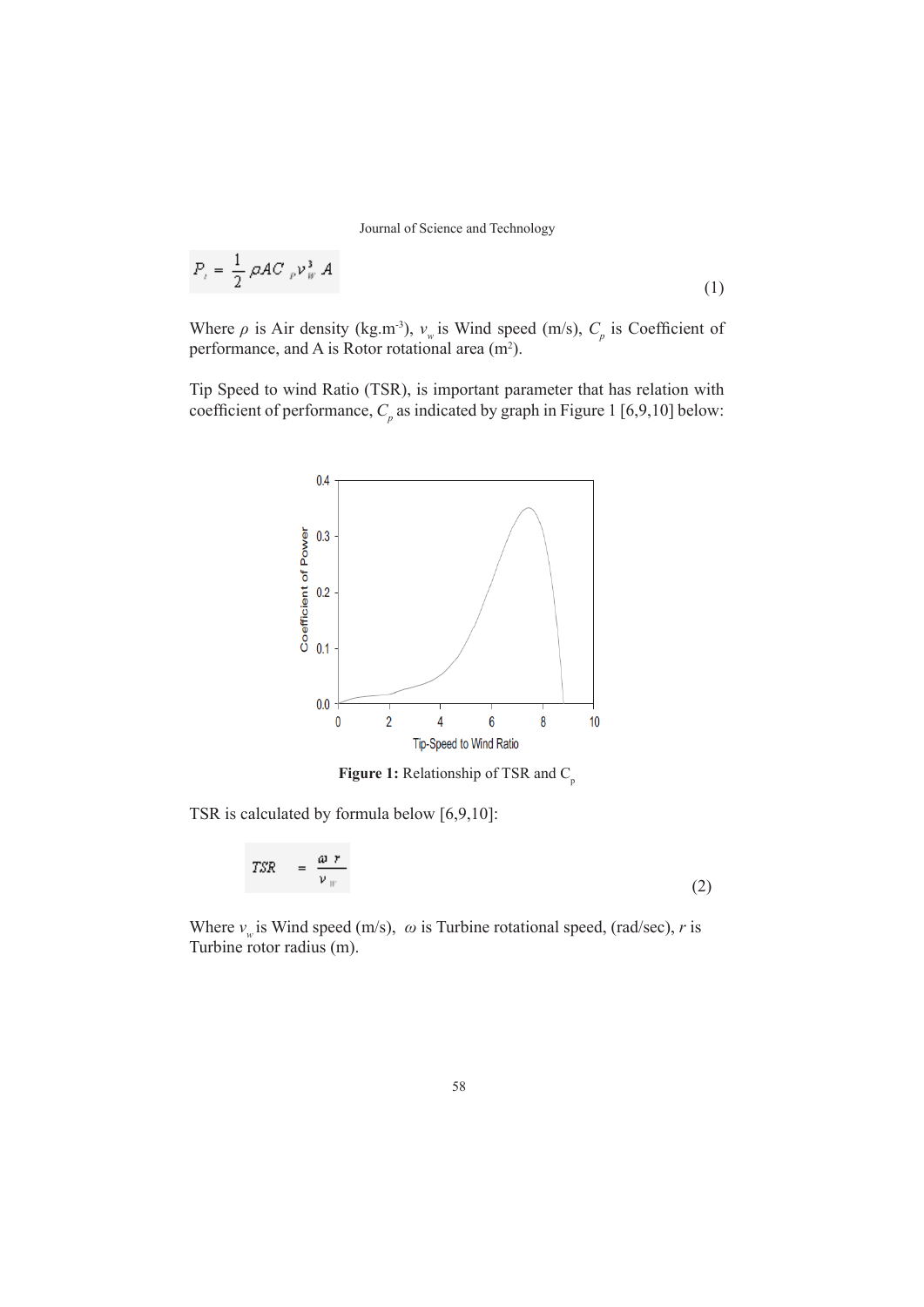$$P_t = \frac{1}{2}\rho A C_p v_w^3 A \quad (1)$$

Where $\rho$ is Air density (kg.m$^{-3}$), $v_w$ is Wind speed (m/s), $C_p$ is Coefficient of performance, and A is Rotor rotational area (m$^2$).

Tip Speed to wind Ratio (TSR), is important parameter that has relation with coefficient of performance, $C_p$ as indicated by graph in Figure 1 [6,9,10] below:

**Figure 1:** Relationship of TSR and $C_p$

TSR is calculated by formula below [6,9,10]:

$$TSR = \frac{\omega r}{v_w} \quad (2)$$

Where $v_w$ is Wind speed (m/s), $\omega$ is Turbine rotational speed, (rad/sec), $r$ is Turbine rotor radius (m).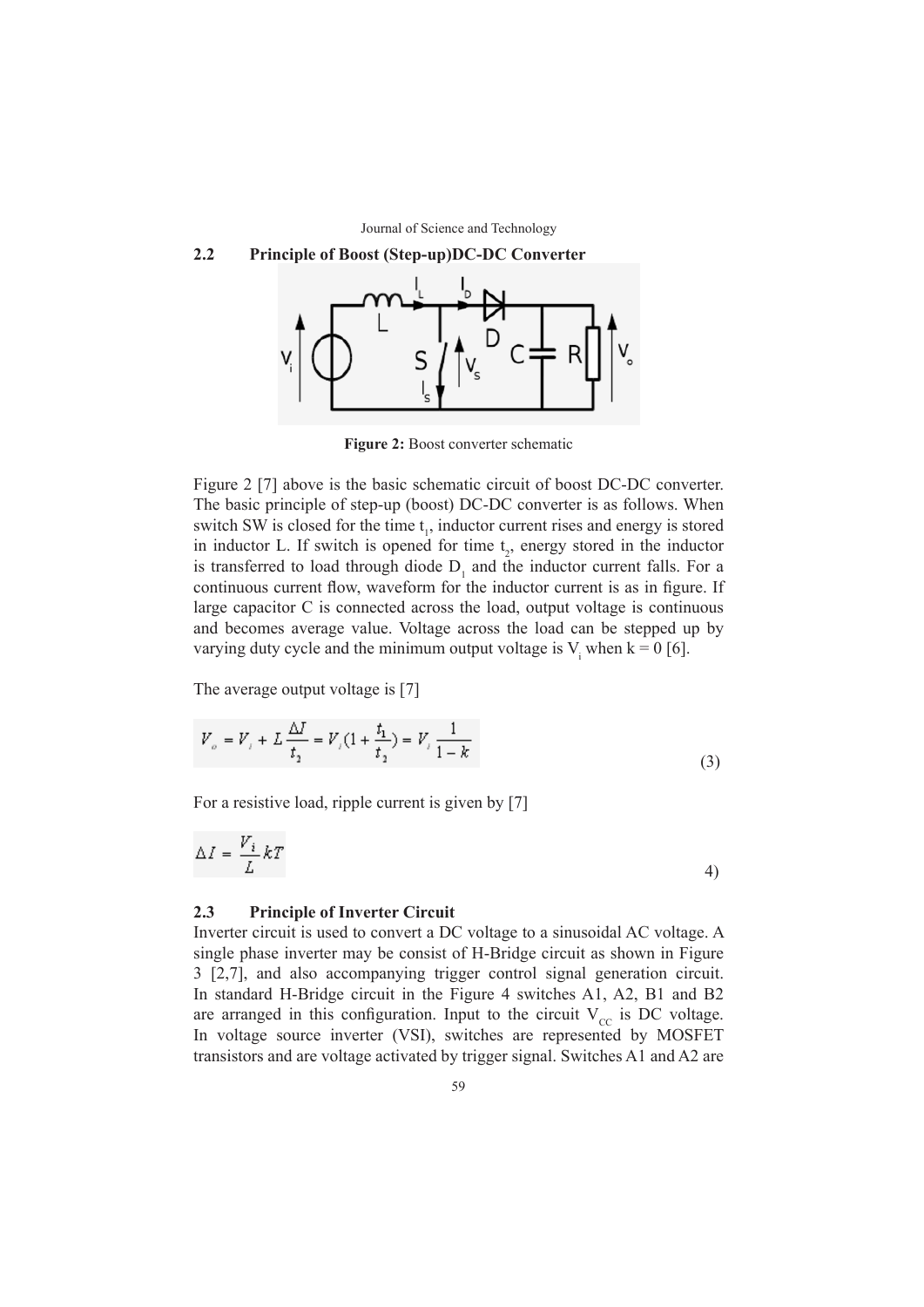## 2.2 Principle of Boost (Step-up)DC-DC Converter

**Figure 2:** Boost converter schematic

Figure 2 [7] above is the basic schematic circuit of boost DC-DC converter. The basic principle of step-up (boost) DC-DC converter is as follows. When switch SW is closed for the time $t_1$, inductor current rises and energy is stored in inductor L. If switch is opened for time $t_2$, energy stored in the inductor is transferred to load through diode $D_1$ and the inductor current falls. For a continuous current flow, waveform for the inductor current is as in figure. If large capacitor C is connected across the load, output voltage is continuous and becomes average value. Voltage across the load can be stepped up by varying duty cycle and the minimum output voltage is $V_i$ when k = 0 [6].

The average output voltage is [7]

$$V_o = V_i + L\frac{\Delta I}{t_2} = V_i(1 + \frac{t_1}{t_2}) = V_i\frac{1}{1-k} \tag{3}$$

For a resistive load, ripple current is given by [7]

$$\Delta I = \frac{V_i}{L}kT \tag{4}$$

## 2.3 Principle of Inverter Circuit

Inverter circuit is used to convert a DC voltage to a sinusoidal AC voltage. A single phase inverter may be consist of H-Bridge circuit as shown in Figure 3 [2,7], and also accompanying trigger control signal generation circuit. In standard H-Bridge circuit in the Figure 4 switches A1, A2, B1 and B2 are arranged in this configuration. Input to the circuit $V_{CC}$ is DC voltage. In voltage source inverter (VSI), switches are represented by MOSFET transistors and are voltage activated by trigger signal. Switches A1 and A2 are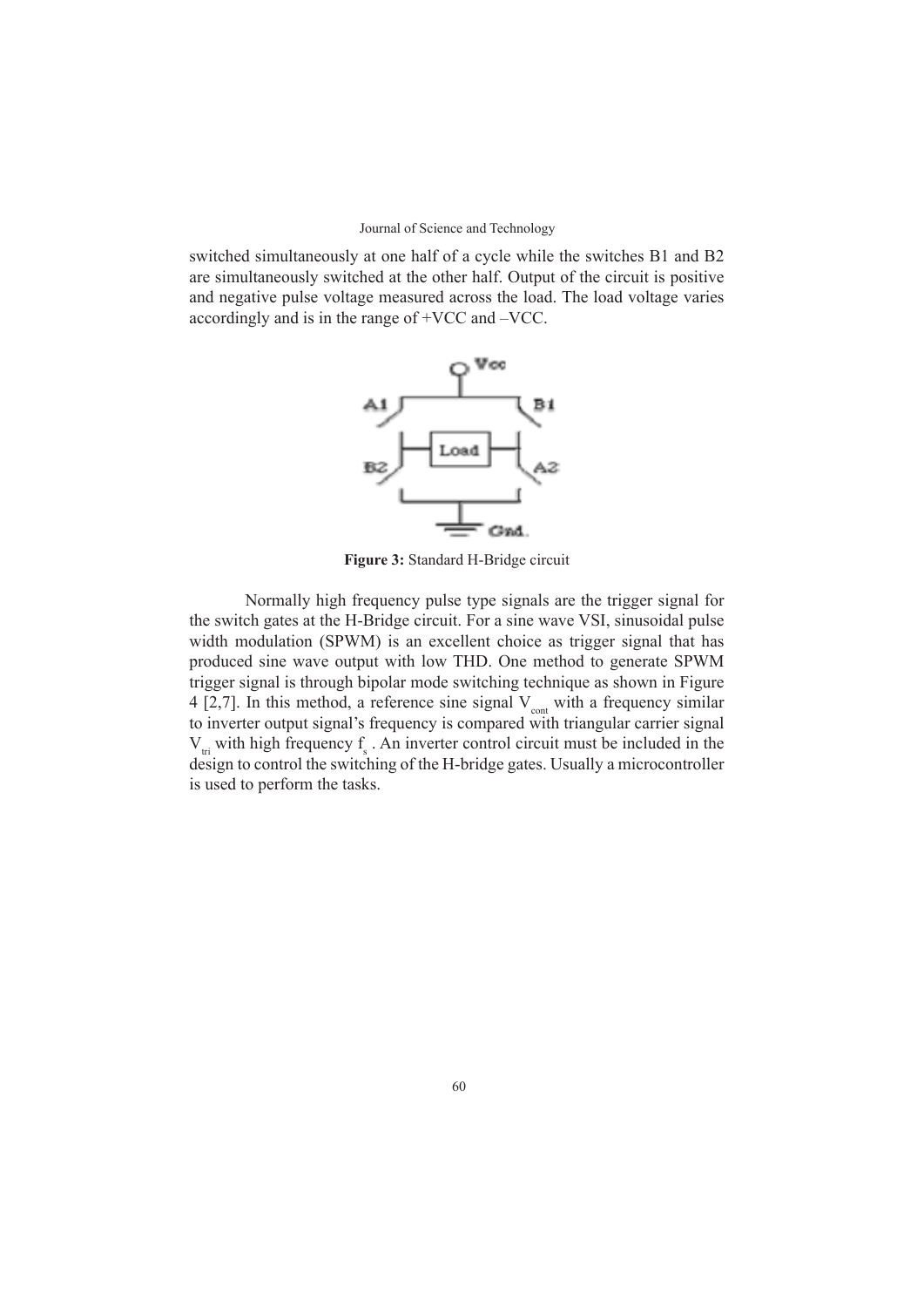switched simultaneously at one half of a cycle while the switches B1 and B2 are simultaneously switched at the other half. Output of the circuit is positive and negative pulse voltage measured across the load. The load voltage varies accordingly and is in the range of +VCC and –VCC.

**Figure 3:** Standard H-Bridge circuit

Normally high frequency pulse type signals are the trigger signal for the switch gates at the H-Bridge circuit. For a sine wave VSI, sinusoidal pulse width modulation (SPWM) is an excellent choice as trigger signal that has produced sine wave output with low THD. One method to generate SPWM trigger signal is through bipolar mode switching technique as shown in Figure 4 [2,7]. In this method, a reference sine signal $V_{cont}$ with a frequency similar to inverter output signal's frequency is compared with triangular carrier signal $V_{tri}$ with high frequency $f_s$ . An inverter control circuit must be included in the design to control the switching of the H-bridge gates. Usually a microcontroller is used to perform the tasks.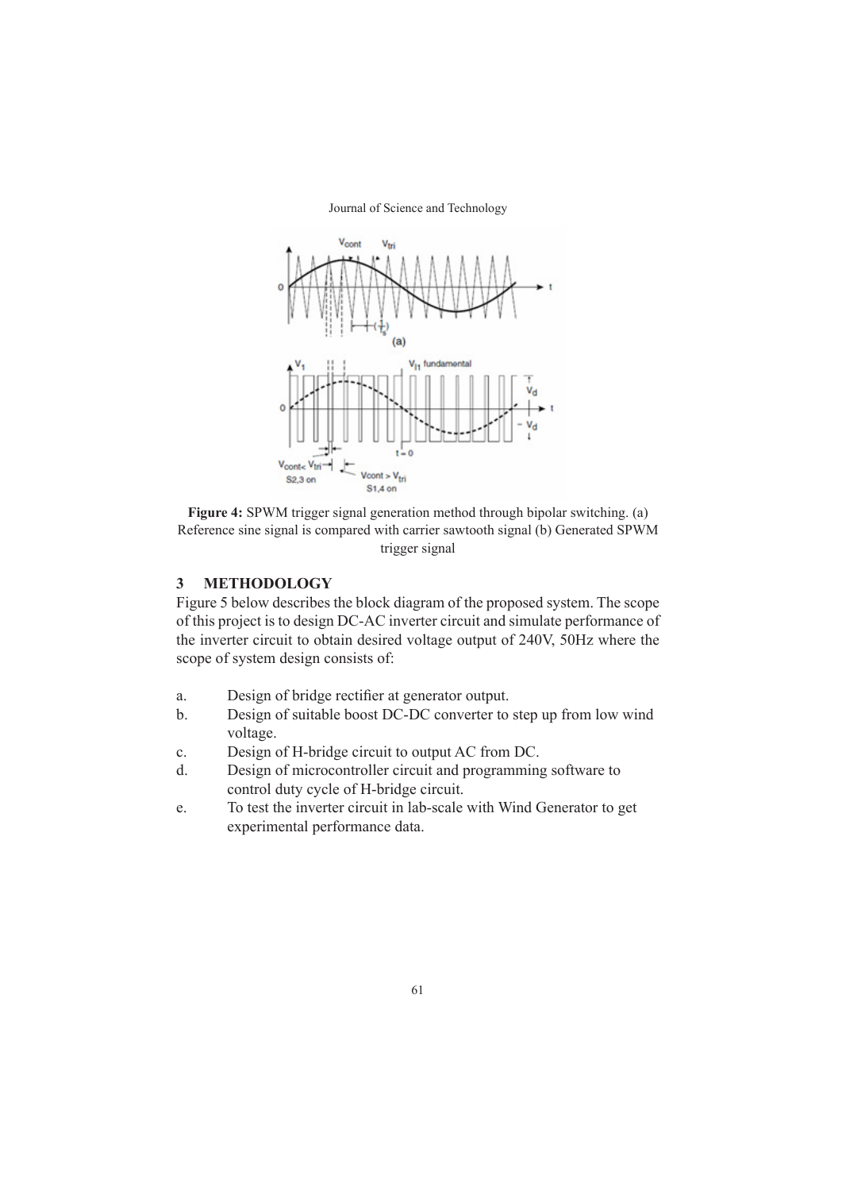**Figure 4:** SPWM trigger signal generation method through bipolar switching. (a) Reference sine signal is compared with carrier sawtooth signal (b) Generated SPWM trigger signal

## 3 METHODOLOGY

Figure 5 below describes the block diagram of the proposed system. The scope of this project is to design DC-AC inverter circuit and simulate performance of the inverter circuit to obtain desired voltage output of 240V, 50Hz where the scope of system design consists of:

a. Design of bridge rectifier at generator output.

b. Design of suitable boost DC-DC converter to step up from low wind voltage.

c. Design of H-bridge circuit to output AC from DC.

d. Design of microcontroller circuit and programming software to control duty cycle of H-bridge circuit.

e. To test the inverter circuit in lab-scale with Wind Generator to get experimental performance data.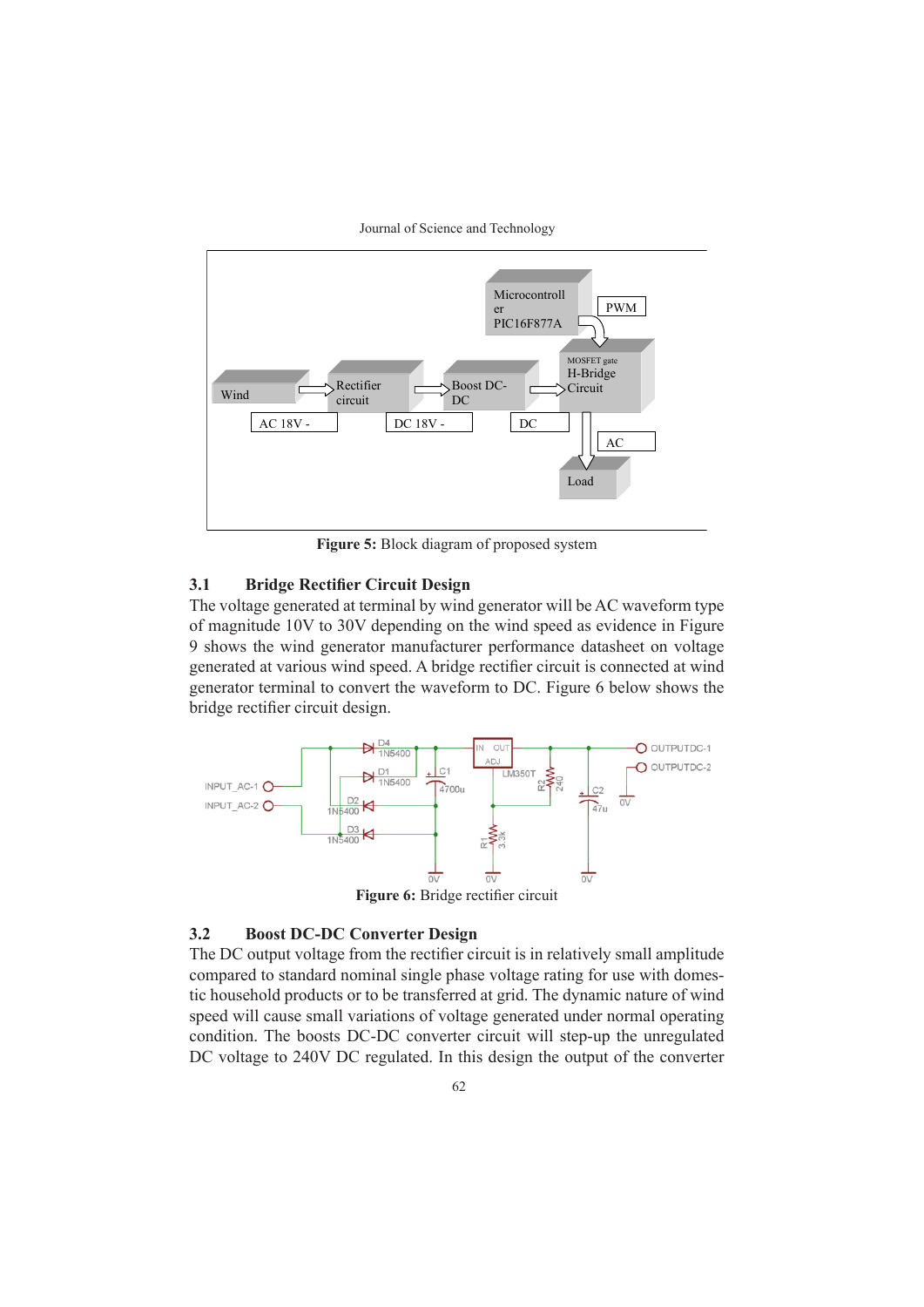**Figure 5:** Block diagram of proposed system

### 3.1 Bridge Rectifier Circuit Design

The voltage generated at terminal by wind generator will be AC waveform type of magnitude 10V to 30V depending on the wind speed as evidence in Figure 9 shows the wind generator manufacturer performance datasheet on voltage generated at various wind speed. A bridge rectifier circuit is connected at wind generator terminal to convert the waveform to DC. Figure 6 below shows the bridge rectifier circuit design.

**Figure 6:** Bridge rectifier circuit

### 3.2 Boost DC-DC Converter Design

The DC output voltage from the rectifier circuit is in relatively small amplitude compared to standard nominal single phase voltage rating for use with domestic household products or to be transferred at grid. The dynamic nature of wind speed will cause small variations of voltage generated under normal operating condition. The boosts DC-DC converter circuit will step-up the unregulated DC voltage to 240V DC regulated. In this design the output of the converter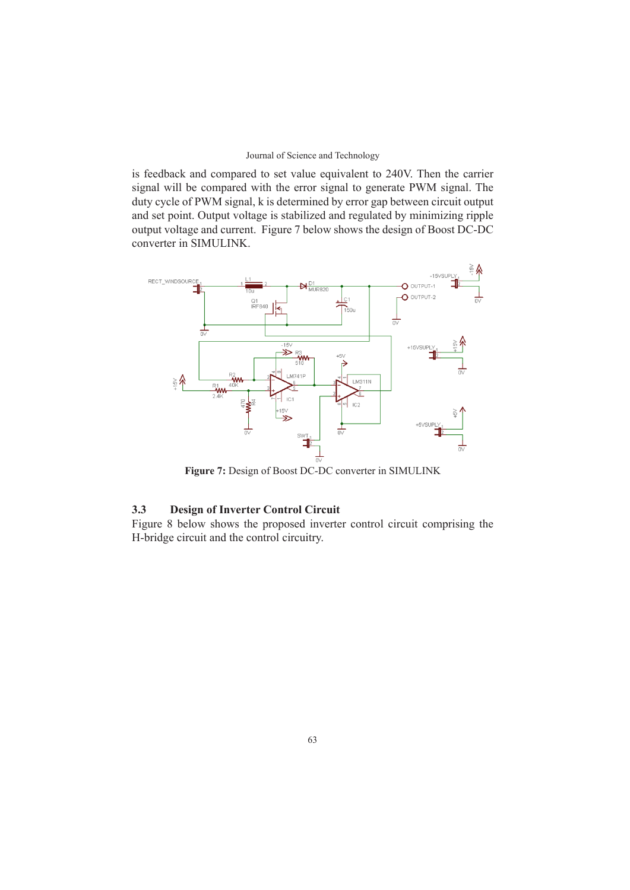is feedback and compared to set value equivalent to 240V. Then the carrier signal will be compared with the error signal to generate PWM signal. The duty cycle of PWM signal, k is determined by error gap between circuit output and set point. Output voltage is stabilized and regulated by minimizing ripple output voltage and current. Figure 7 below shows the design of Boost DC-DC converter in SIMULINK.

**Figure 7:** Design of Boost DC-DC converter in SIMULINK

## 3.3 Design of Inverter Control Circuit

Figure 8 below shows the proposed inverter control circuit comprising the H-bridge circuit and the control circuitry.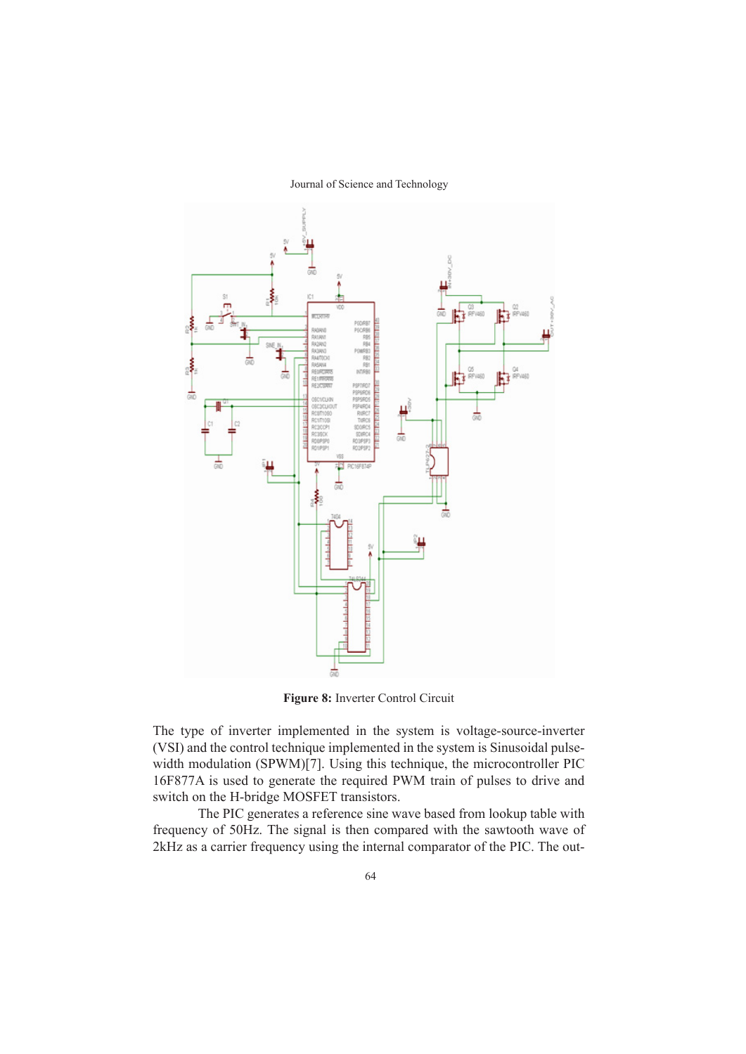**Figure 8:** Inverter Control Circuit

The type of inverter implemented in the system is voltage-source-inverter (VSI) and the control technique implemented in the system is Sinusoidal pulse-width modulation (SPWM)[7]. Using this technique, the microcontroller PIC 16F877A is used to generate the required PWM train of pulses to drive and switch on the H-bridge MOSFET transistors.

The PIC generates a reference sine wave based from lookup table with frequency of 50Hz. The signal is then compared with the sawtooth wave of 2kHz as a carrier frequency using the internal comparator of the PIC. The out-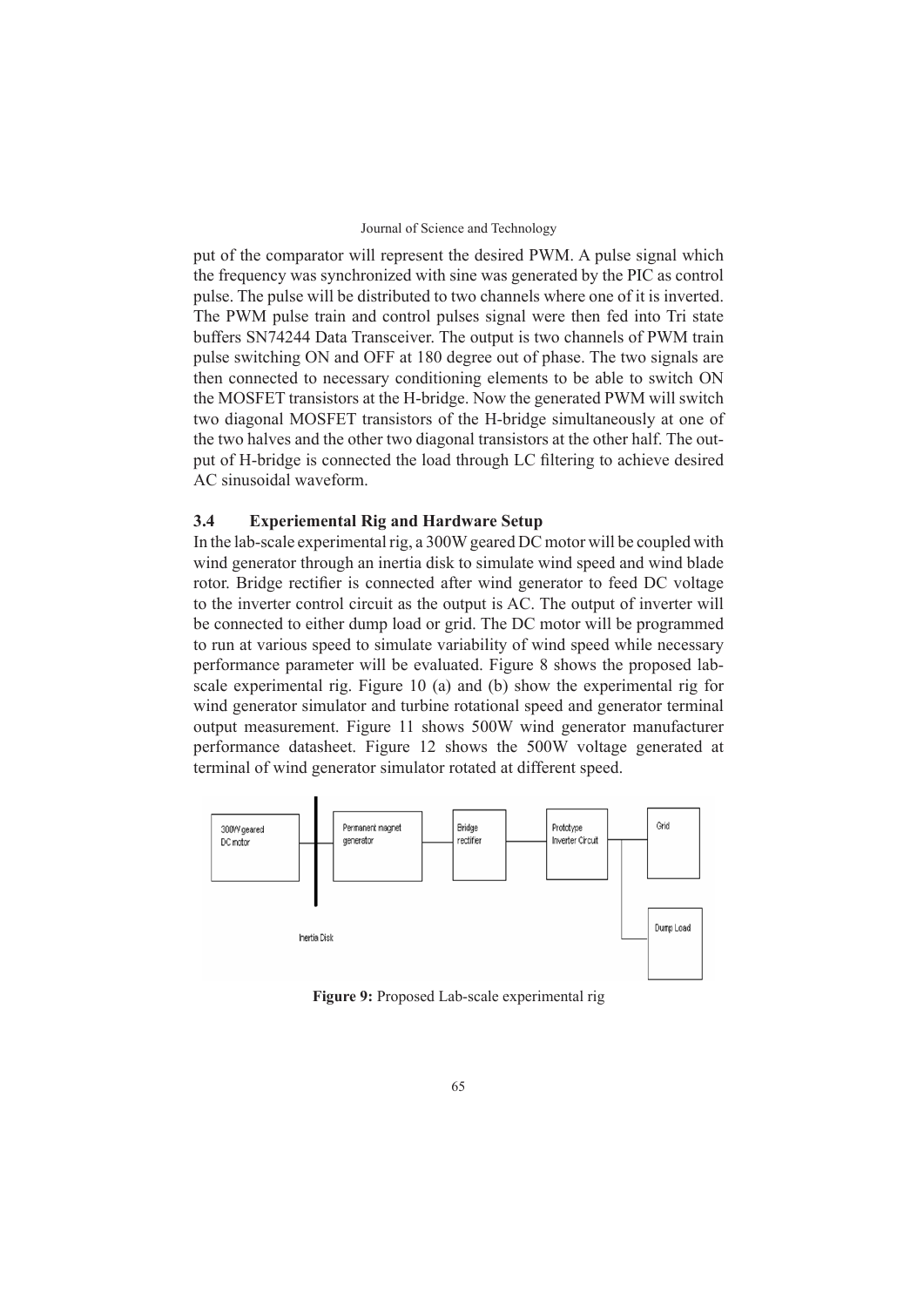put of the comparator will represent the desired PWM. A pulse signal which the frequency was synchronized with sine was generated by the PIC as control pulse. The pulse will be distributed to two channels where one of it is inverted. The PWM pulse train and control pulses signal were then fed into Tri state buffers SN74244 Data Transceiver. The output is two channels of PWM train pulse switching ON and OFF at 180 degree out of phase. The two signals are then connected to necessary conditioning elements to be able to switch ON the MOSFET transistors at the H-bridge. Now the generated PWM will switch two diagonal MOSFET transistors of the H-bridge simultaneously at one of the two halves and the other two diagonal transistors at the other half. The output of H-bridge is connected the load through LC filtering to achieve desired AC sinusoidal waveform.

### 3.4 Experiemental Rig and Hardware Setup

In the lab-scale experimental rig, a 300W geared DC motor will be coupled with wind generator through an inertia disk to simulate wind speed and wind blade rotor. Bridge rectifier is connected after wind generator to feed DC voltage to the inverter control circuit as the output is AC. The output of inverter will be connected to either dump load or grid. The DC motor will be programmed to run at various speed to simulate variability of wind speed while necessary performance parameter will be evaluated. Figure 8 shows the proposed lab-scale experimental rig. Figure 10 (a) and (b) show the experimental rig for wind generator simulator and turbine rotational speed and generator terminal output measurement. Figure 11 shows 500W wind generator manufacturer performance datasheet. Figure 12 shows the 500W voltage generated at terminal of wind generator simulator rotated at different speed.

**Figure 9:** Proposed Lab-scale experimental rig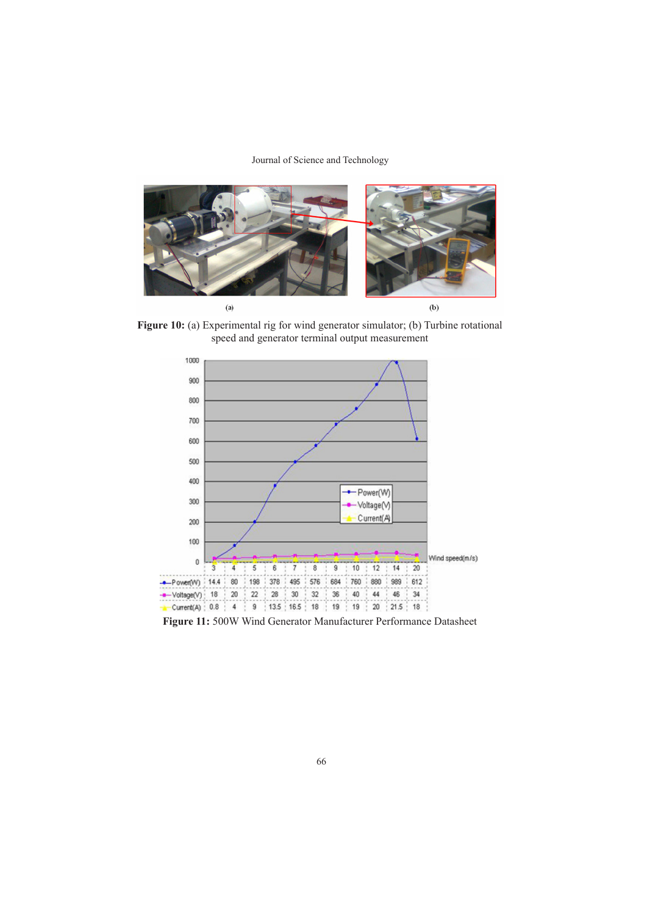(a) (b)

**Figure 10:** (a) Experimental rig for wind generator simulator; (b) Turbine rotational speed and generator terminal output measurement

| Wind speed(m/s) | 3 | 4 | 5 | 6 | 7 | 8 | 9 | 10 | 12 | 14 | 20 |
|---|---|---|---|---|---|---|---|---|---|---|---|
| Power(W) | 14.4 | 80 | 198 | 378 | 495 | 576 | 684 | 760 | 880 | 989 | 612 |
| Voltage(V) | 18 | 20 | 22 | 28 | 30 | 32 | 36 | 40 | 44 | 46 | 34 |
| Current(A) | 0.8 | 4 | 9 | 13.5 | 16.5 | 18 | 19 | 19 | 20 | 21.5 | 18 |

**Figure 11:** 500W Wind Generator Manufacturer Performance Datasheet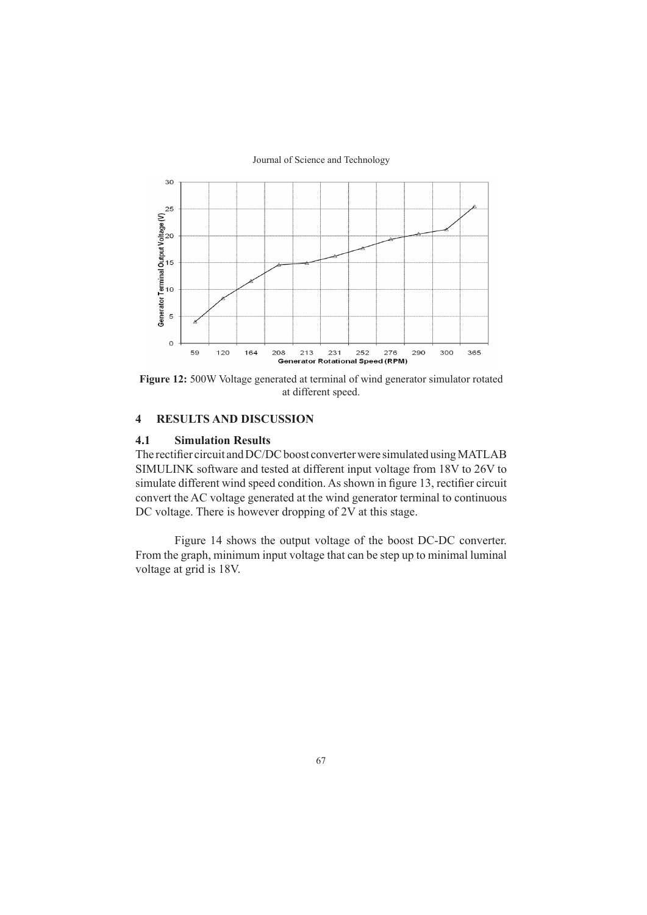**Figure 12:** 500W Voltage generated at terminal of wind generator simulator rotated at different speed.

## 4 RESULTS AND DISCUSSION

### 4.1 Simulation Results

The rectifier circuit and DC/DC boost converter were simulated using MATLAB SIMULINK software and tested at different input voltage from 18V to 26V to simulate different wind speed condition. As shown in figure 13, rectifier circuit convert the AC voltage generated at the wind generator terminal to continuous DC voltage. There is however dropping of 2V at this stage.

Figure 14 shows the output voltage of the boost DC-DC converter. From the graph, minimum input voltage that can be step up to minimal luminal voltage at grid is 18V.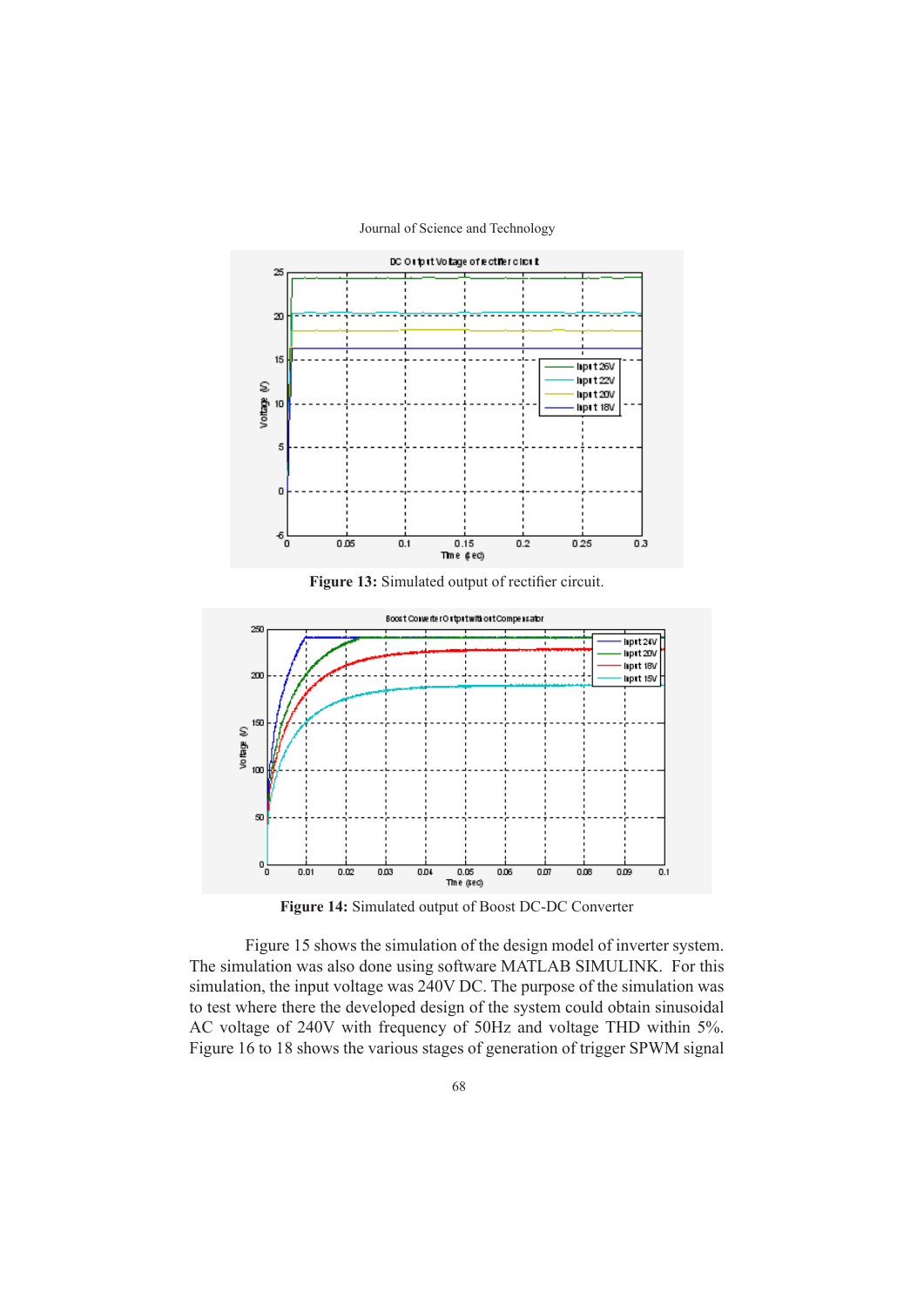**Figure 13:** Simulated output of rectifier circuit.

**Figure 14:** Simulated output of Boost DC-DC Converter

Figure 15 shows the simulation of the design model of inverter system. The simulation was also done using software MATLAB SIMULINK. For this simulation, the input voltage was 240V DC. The purpose of the simulation was to test where there the developed design of the system could obtain sinusoidal AC voltage of 240V with frequency of 50Hz and voltage THD within 5%. Figure 16 to 18 shows the various stages of generation of trigger SPWM signal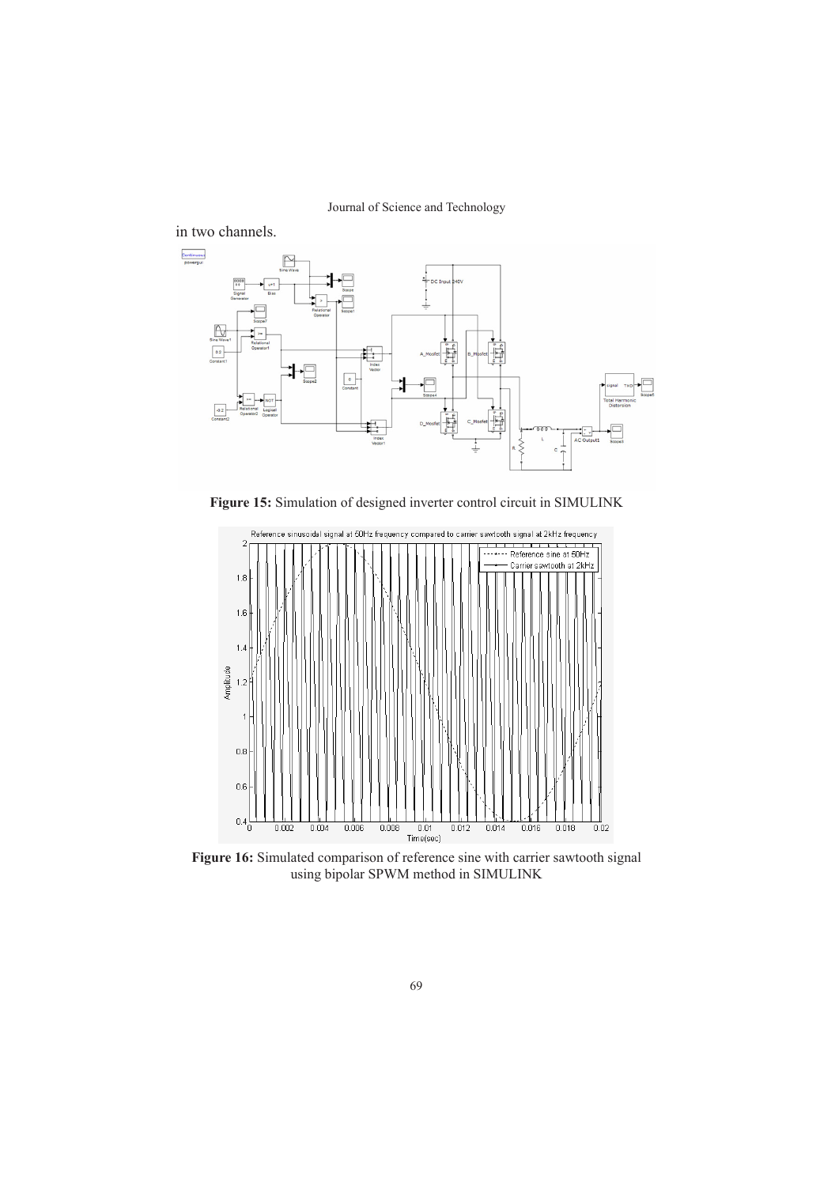in two channels.

**Figure 15:** Simulation of designed inverter control circuit in SIMULINK

**Figure 16:** Simulated comparison of reference sine with carrier sawtooth signal using bipolar SPWM method in SIMULINK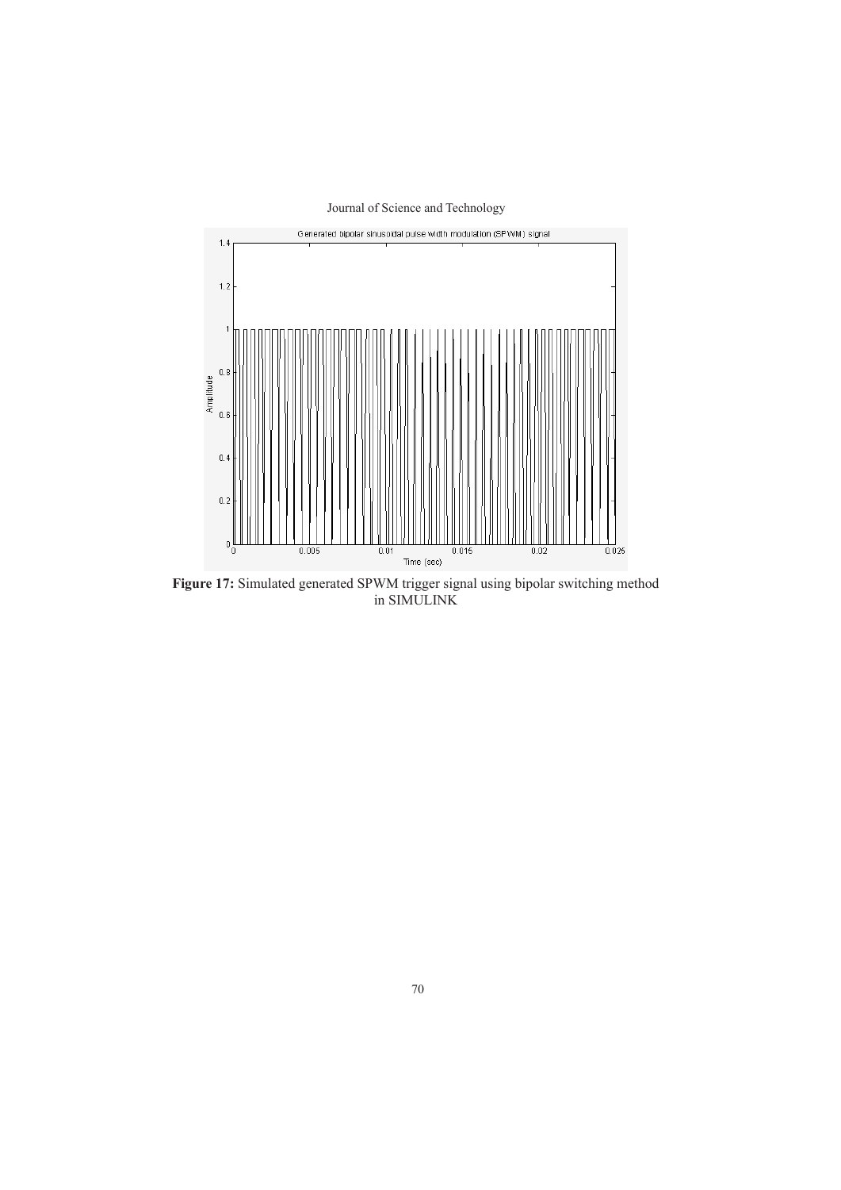**Figure 17:** Simulated generated SPWM trigger signal using bipolar switching method in SIMULINK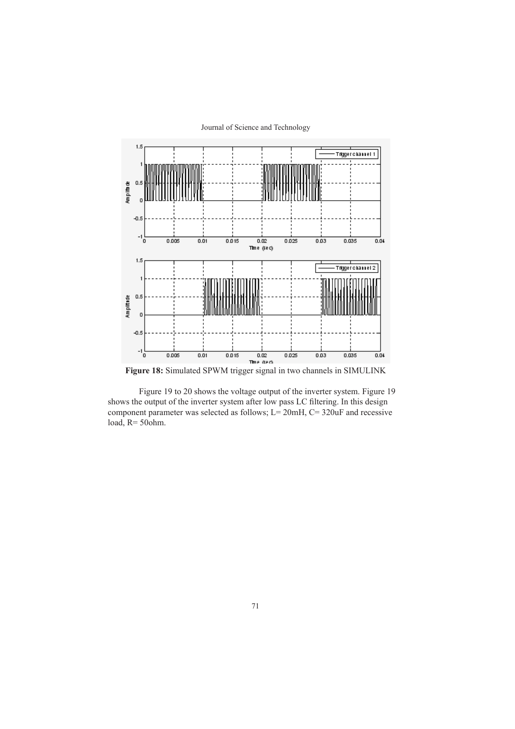**Figure 18:** Simulated SPWM trigger signal in two channels in SIMULINK

Figure 19 to 20 shows the voltage output of the inverter system. Figure 19 shows the output of the inverter system after low pass LC filtering. In this design component parameter was selected as follows; L= 20mH, C= 320uF and recessive load, R= 50ohm.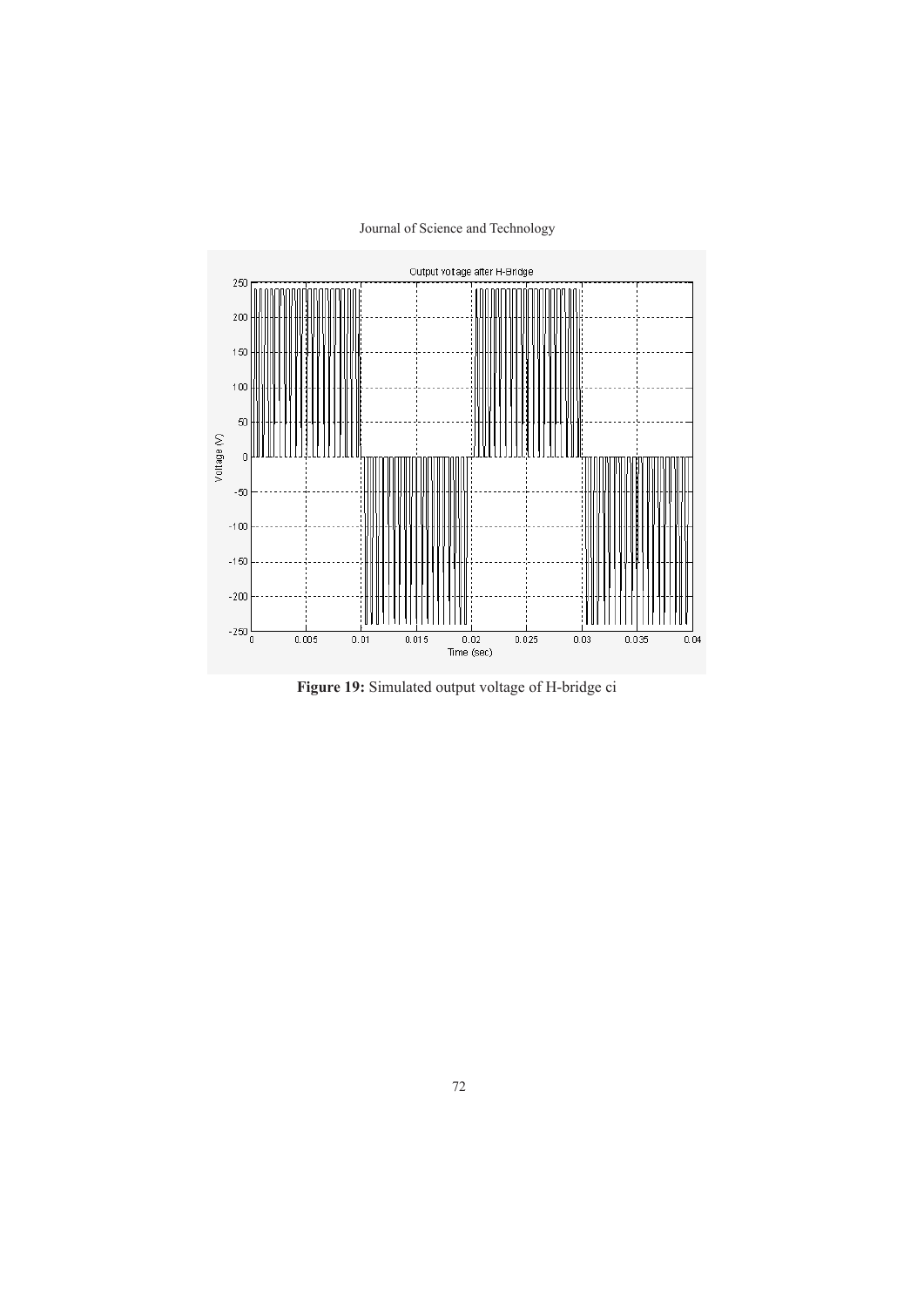**Figure 19:** Simulated output voltage of H-bridge ci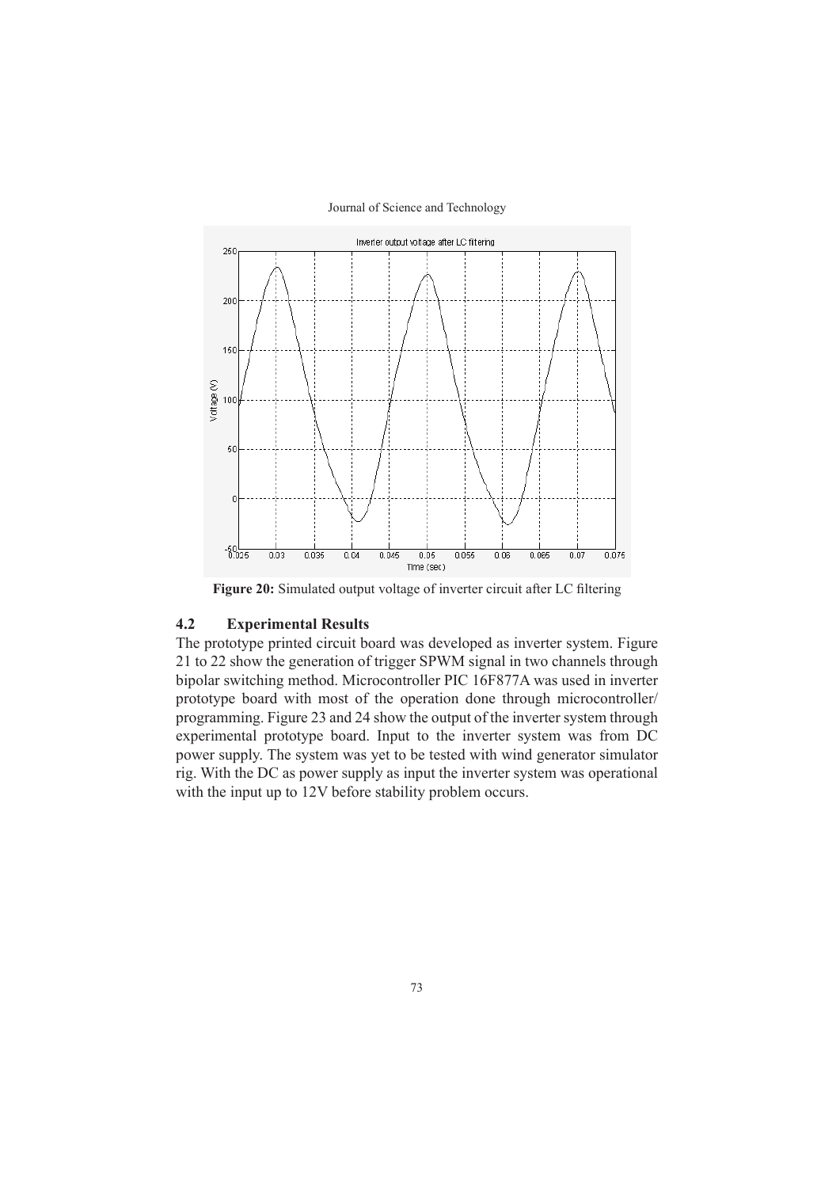**Figure 20:** Simulated output voltage of inverter circuit after LC filtering

### 4.2 Experimental Results

The prototype printed circuit board was developed as inverter system. Figure 21 to 22 show the generation of trigger SPWM signal in two channels through bipolar switching method. Microcontroller PIC 16F877A was used in inverter prototype board with most of the operation done through microcontroller/programming. Figure 23 and 24 show the output of the inverter system through experimental prototype board. Input to the inverter system was from DC power supply. The system was yet to be tested with wind generator simulator rig. With the DC as power supply as input the inverter system was operational with the input up to 12V before stability problem occurs.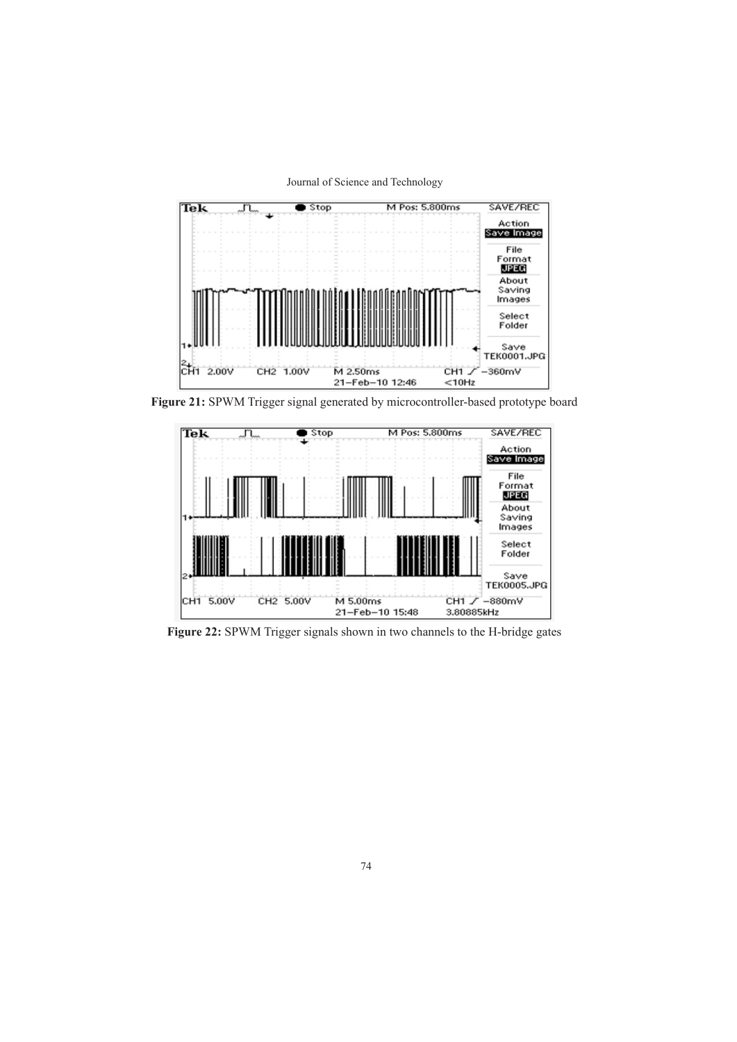**Figure 21:** SPWM Trigger signal generated by microcontroller-based prototype board

**Figure 22:** SPWM Trigger signals shown in two channels to the H-bridge gates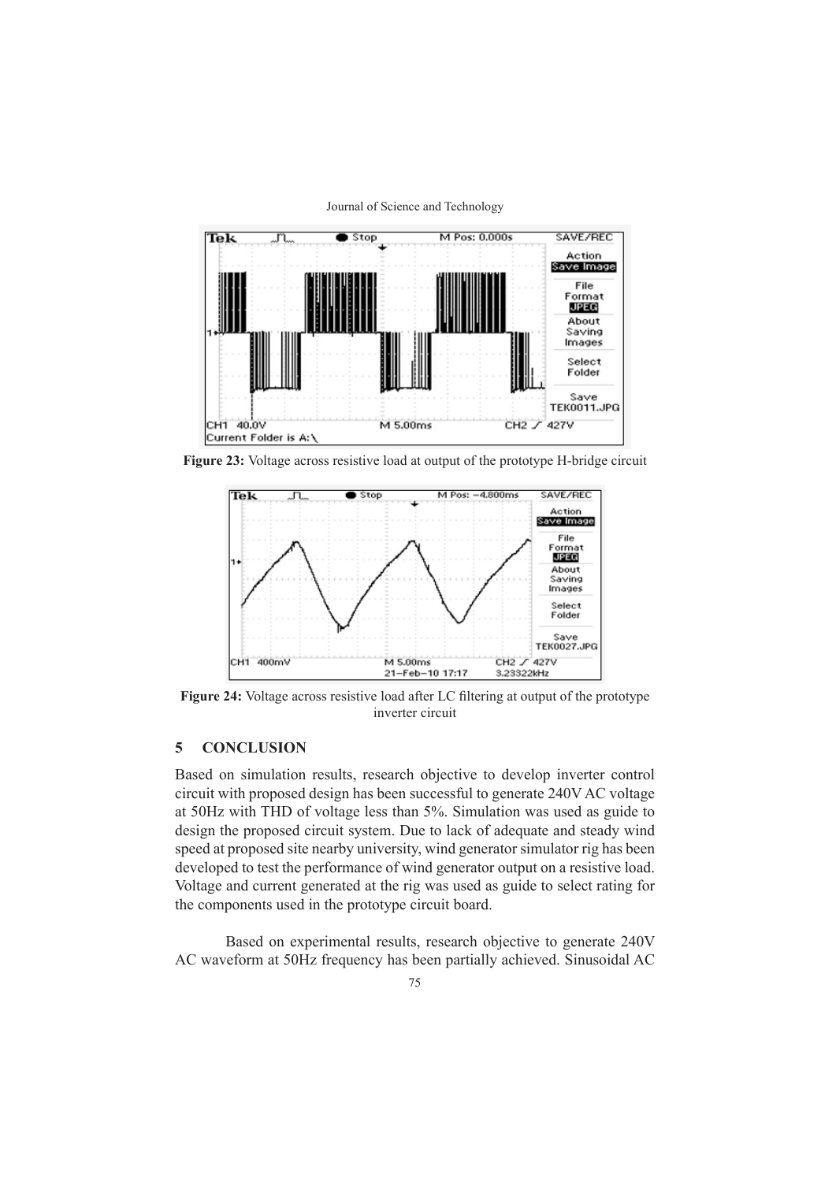**Figure 23:** Voltage across resistive load at output of the prototype H-bridge circuit

**Figure 24:** Voltage across resistive load after LC filtering at output of the prototype inverter circuit

## 5 CONCLUSION

Based on simulation results, research objective to develop inverter control circuit with proposed design has been successful to generate 240V AC voltage at 50Hz with THD of voltage less than 5%. Simulation was used as guide to design the proposed circuit system. Due to lack of adequate and steady wind speed at proposed site nearby university, wind generator simulator rig has been developed to test the performance of wind generator output on a resistive load. Voltage and current generated at the rig was used as guide to select rating for the components used in the prototype circuit board.

Based on experimental results, research objective to generate 240V AC waveform at 50Hz frequency has been partially achieved. Sinusoidal AC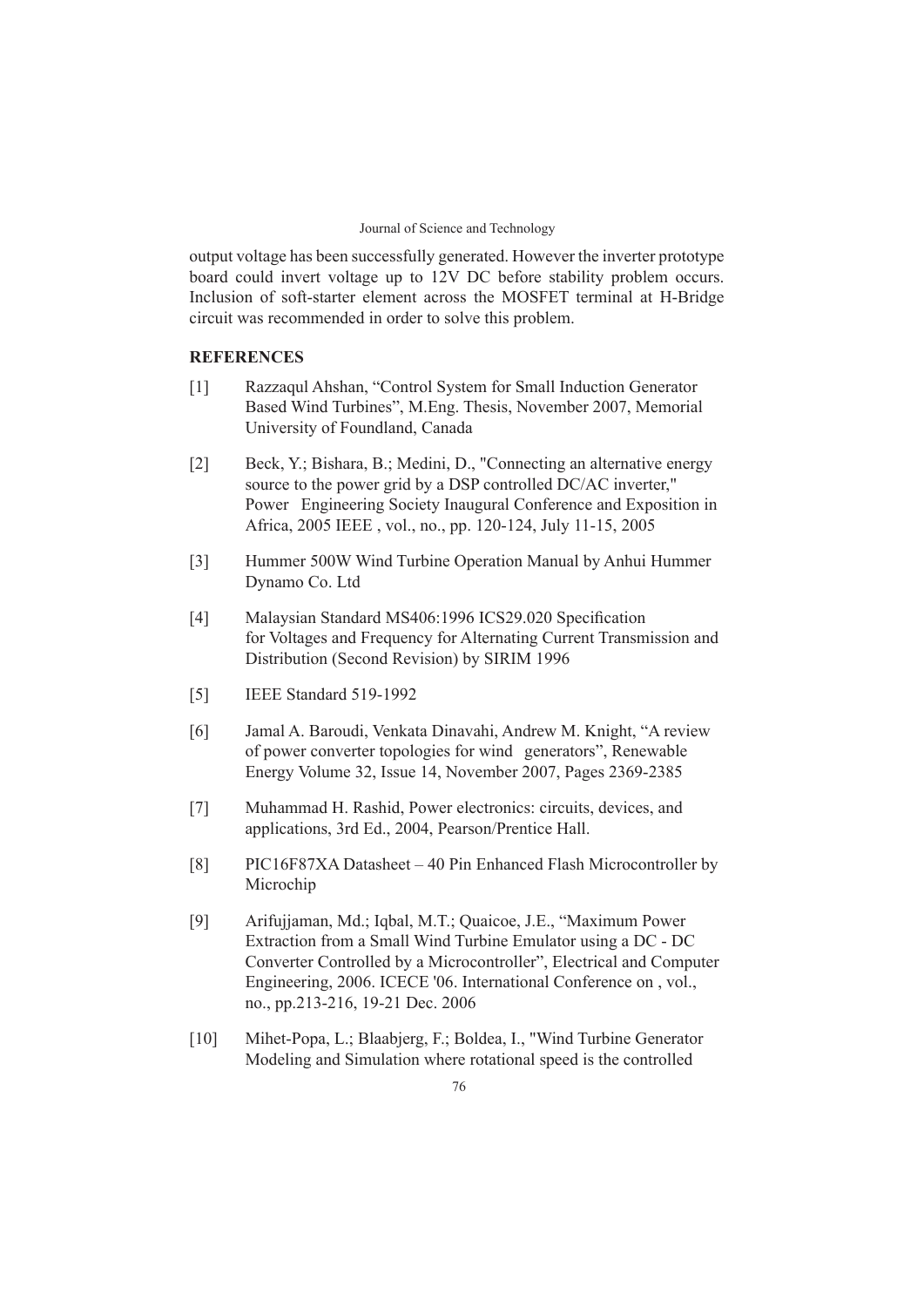output voltage has been successfully generated. However the inverter prototype board could invert voltage up to 12V DC before stability problem occurs. Inclusion of soft-starter element across the MOSFET terminal at H-Bridge circuit was recommended in order to solve this problem.

## REFERENCES

[1] Razzaqul Ahshan, "Control System for Small Induction Generator Based Wind Turbines", M.Eng. Thesis, November 2007, Memorial University of Foundland, Canada

[2] Beck, Y.; Bishara, B.; Medini, D., "Connecting an alternative energy source to the power grid by a DSP controlled DC/AC inverter," Power Engineering Society Inaugural Conference and Exposition in Africa, 2005 IEEE , vol., no., pp. 120-124, July 11-15, 2005

[3] Hummer 500W Wind Turbine Operation Manual by Anhui Hummer Dynamo Co. Ltd

[4] Malaysian Standard MS406:1996 ICS29.020 Specification for Voltages and Frequency for Alternating Current Transmission and Distribution (Second Revision) by SIRIM 1996

[5] IEEE Standard 519-1992

[6] Jamal A. Baroudi, Venkata Dinavahi, Andrew M. Knight, "A review of power converter topologies for wind generators", Renewable Energy Volume 32, Issue 14, November 2007, Pages 2369-2385

[7] Muhammad H. Rashid, Power electronics: circuits, devices, and applications, 3rd Ed., 2004, Pearson/Prentice Hall.

[8] PIC16F87XA Datasheet – 40 Pin Enhanced Flash Microcontroller by Microchip

[9] Arifujjaman, Md.; Iqbal, M.T.; Quaicoe, J.E., "Maximum Power Extraction from a Small Wind Turbine Emulator using a DC - DC Converter Controlled by a Microcontroller", Electrical and Computer Engineering, 2006. ICECE '06. International Conference on , vol., no., pp.213-216, 19-21 Dec. 2006

[10] Mihet-Popa, L.; Blaabjerg, F.; Boldea, I., "Wind Turbine Generator Modeling and Simulation where rotational speed is the controlled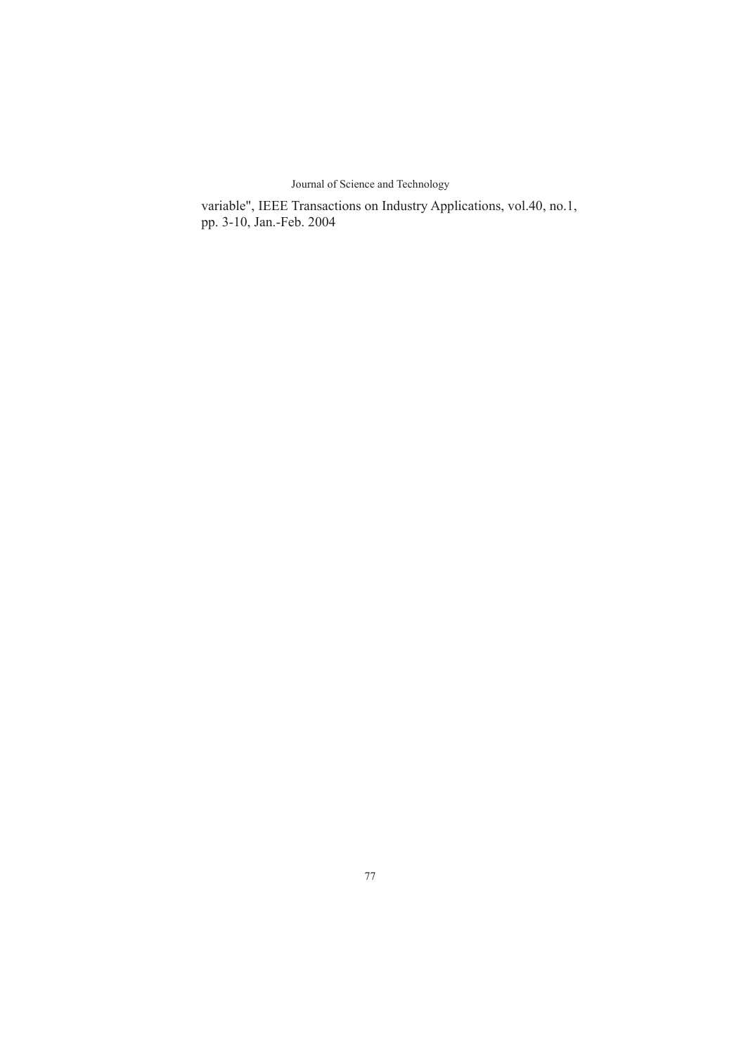variable", IEEE Transactions on Industry Applications, vol.40, no.1, pp. 3-10, Jan.-Feb. 2004